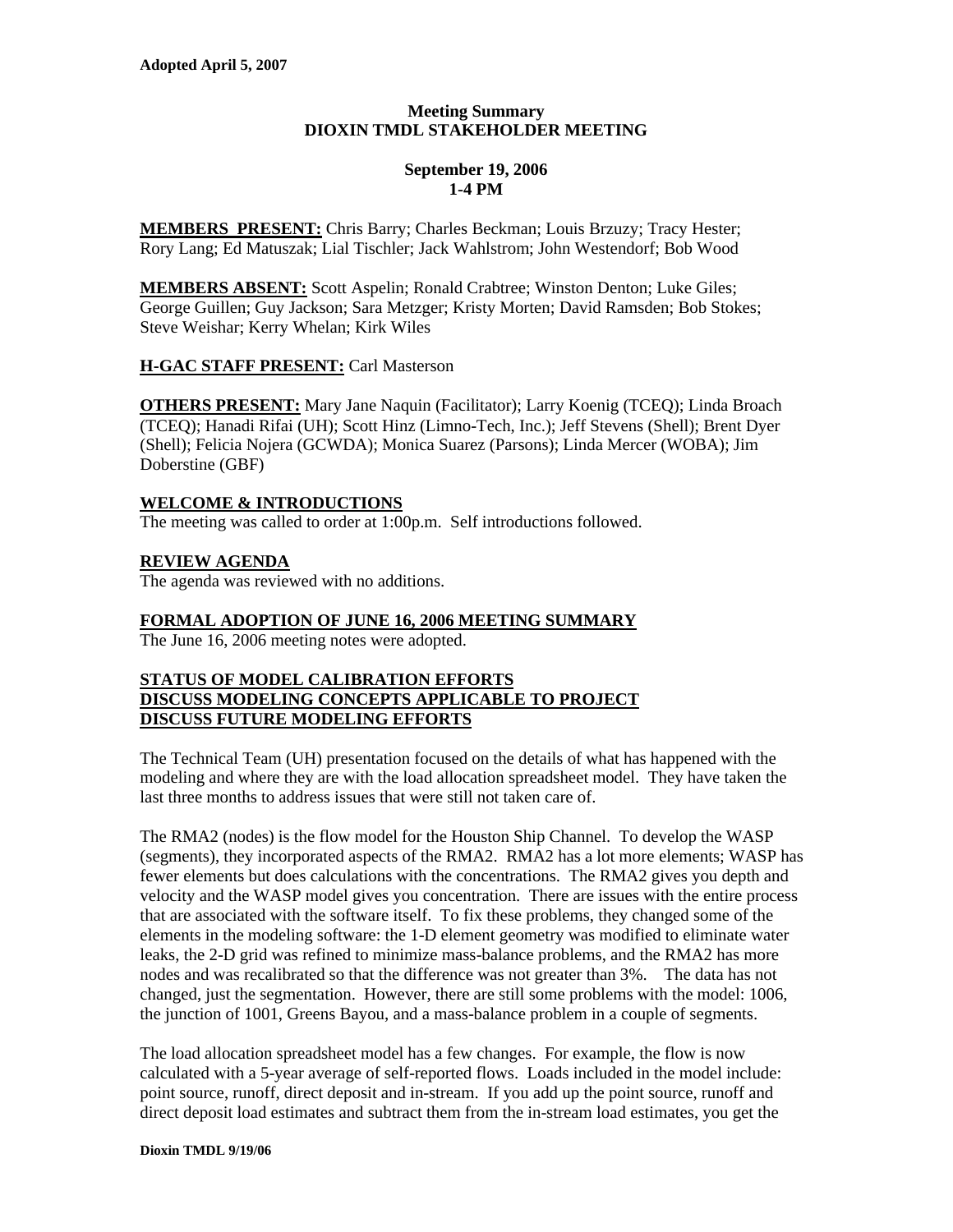**Adopted April 5, 2007**

# Meeting Summary
## DIOXIN TMDL STAKEHOLDER MEETING

**September 19, 2006**
**1-4 PM**

**MEMBERS PRESENT:** Chris Barry; Charles Beckman; Louis Brzuzy; Tracy Hester; Rory Lang; Ed Matuszak; Lial Tischler; Jack Wahlstrom; John Westendorf; Bob Wood

**MEMBERS ABSENT:** Scott Aspelin; Ronald Crabtree; Winston Denton; Luke Giles; George Guillen; Guy Jackson; Sara Metzger; Kristy Morten; David Ramsden; Bob Stokes; Steve Weishar; Kerry Whelan; Kirk Wiles

**H-GAC STAFF PRESENT:** Carl Masterson

**OTHERS PRESENT:** Mary Jane Naquin (Facilitator); Larry Koenig (TCEQ); Linda Broach (TCEQ); Hanadi Rifai (UH); Scott Hinz (Limno-Tech, Inc.); Jeff Stevens (Shell); Brent Dyer (Shell); Felicia Nojera (GCWDA); Monica Suarez (Parsons); Linda Mercer (WOBA); Jim Doberstine (GBF)

### WELCOME & INTRODUCTIONS

The meeting was called to order at 1:00p.m. Self introductions followed.

### REVIEW AGENDA

The agenda was reviewed with no additions.

### FORMAL ADOPTION OF JUNE 16, 2006 MEETING SUMMARY

The June 16, 2006 meeting notes were adopted.

### STATUS OF MODEL CALIBRATION EFFORTS
### DISCUSS MODELING CONCEPTS APPLICABLE TO PROJECT
### DISCUSS FUTURE MODELING EFFORTS

The Technical Team (UH) presentation focused on the details of what has happened with the modeling and where they are with the load allocation spreadsheet model. They have taken the last three months to address issues that were still not taken care of.

The RMA2 (nodes) is the flow model for the Houston Ship Channel. To develop the WASP (segments), they incorporated aspects of the RMA2. RMA2 has a lot more elements; WASP has fewer elements but does calculations with the concentrations. The RMA2 gives you depth and velocity and the WASP model gives you concentration. There are issues with the entire process that are associated with the software itself. To fix these problems, they changed some of the elements in the modeling software: the 1-D element geometry was modified to eliminate water leaks, the 2-D grid was refined to minimize mass-balance problems, and the RMA2 has more nodes and was recalibrated so that the difference was not greater than 3%. The data has not changed, just the segmentation. However, there are still some problems with the model: 1006, the junction of 1001, Greens Bayou, and a mass-balance problem in a couple of segments.

The load allocation spreadsheet model has a few changes. For example, the flow is now calculated with a 5-year average of self-reported flows. Loads included in the model include: point source, runoff, direct deposit and in-stream. If you add up the point source, runoff and direct deposit load estimates and subtract them from the in-stream load estimates, you get the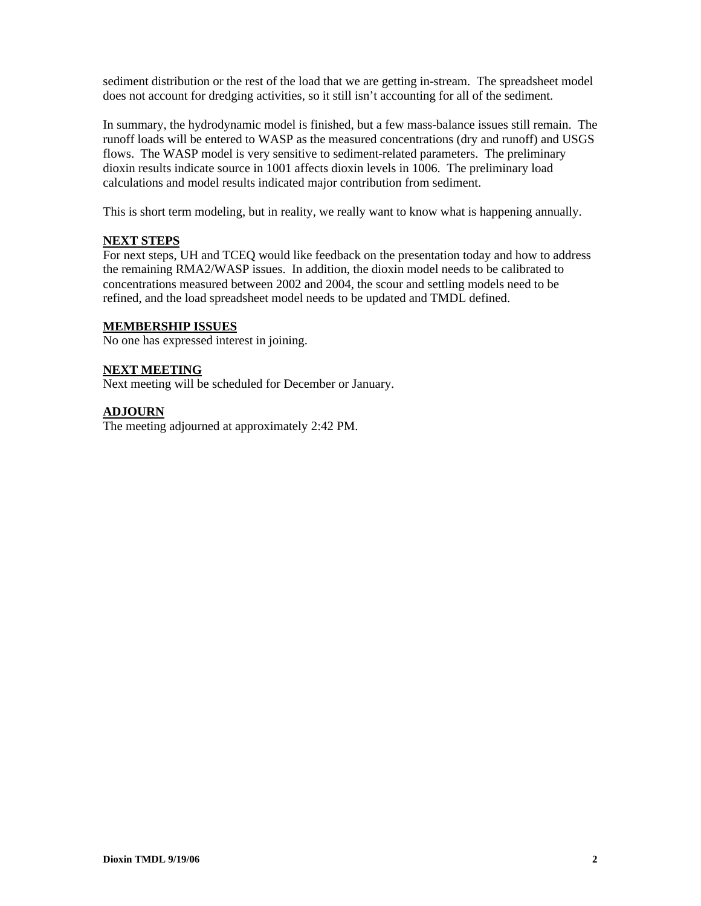sediment distribution or the rest of the load that we are getting in-stream. The spreadsheet model does not account for dredging activities, so it still isn't accounting for all of the sediment.

In summary, the hydrodynamic model is finished, but a few mass-balance issues still remain. The runoff loads will be entered to WASP as the measured concentrations (dry and runoff) and USGS flows. The WASP model is very sensitive to sediment-related parameters. The preliminary dioxin results indicate source in 1001 affects dioxin levels in 1006. The preliminary load calculations and model results indicated major contribution from sediment.

This is short term modeling, but in reality, we really want to know what is happening annually.

## NEXT STEPS

For next steps, UH and TCEQ would like feedback on the presentation today and how to address the remaining RMA2/WASP issues. In addition, the dioxin model needs to be calibrated to concentrations measured between 2002 and 2004, the scour and settling models need to be refined, and the load spreadsheet model needs to be updated and TMDL defined.

## MEMBERSHIP ISSUES

No one has expressed interest in joining.

## NEXT MEETING

Next meeting will be scheduled for December or January.

## ADJOURN

The meeting adjourned at approximately 2:42 PM.